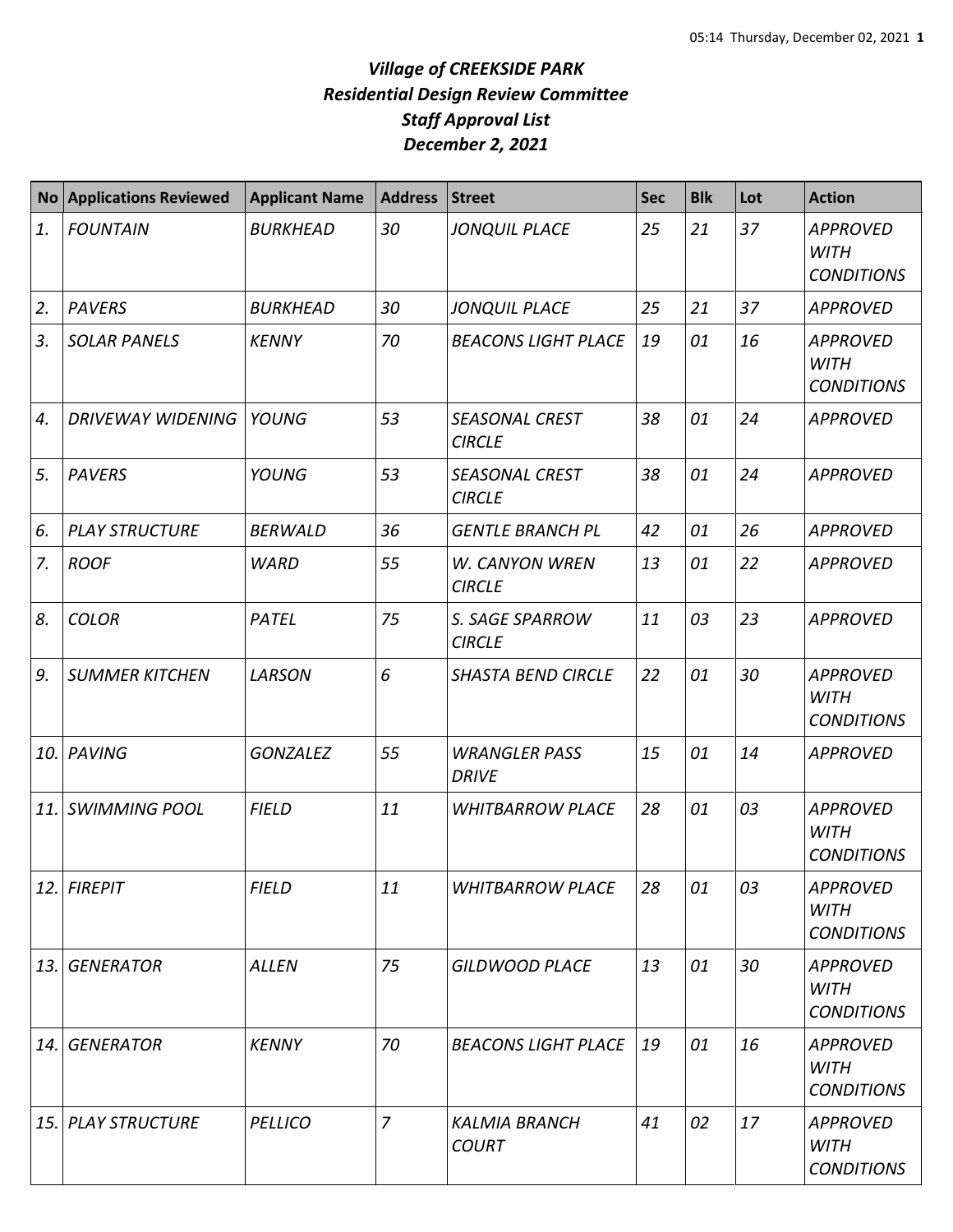# *Village of CREEKSIDE PARK*
## *Residential Design Review Committee*
## *Staff Approval List*
## *December 2, 2021*

| No | Applications Reviewed | Applicant Name | Address | Street | Sec | Blk | Lot | Action |
|---|---|---|---|---|---|---|---|---|
| *1.* | *FOUNTAIN* | *BURKHEAD* | *30* | *JONQUIL PLACE* | *25* | *21* | *37* | *APPROVED WITH CONDITIONS* |
| *2.* | *PAVERS* | *BURKHEAD* | *30* | *JONQUIL PLACE* | *25* | *21* | *37* | *APPROVED* |
| *3.* | *SOLAR PANELS* | *KENNY* | *70* | *BEACONS LIGHT PLACE* | *19* | *01* | *16* | *APPROVED WITH CONDITIONS* |
| *4.* | *DRIVEWAY WIDENING* | *YOUNG* | *53* | *SEASONAL CREST CIRCLE* | *38* | *01* | *24* | *APPROVED* |
| *5.* | *PAVERS* | *YOUNG* | *53* | *SEASONAL CREST CIRCLE* | *38* | *01* | *24* | *APPROVED* |
| *6.* | *PLAY STRUCTURE* | *BERWALD* | *36* | *GENTLE BRANCH PL* | *42* | *01* | *26* | *APPROVED* |
| *7.* | *ROOF* | *WARD* | *55* | *W. CANYON WREN CIRCLE* | *13* | *01* | *22* | *APPROVED* |
| *8.* | *COLOR* | *PATEL* | *75* | *S. SAGE SPARROW CIRCLE* | *11* | *03* | *23* | *APPROVED* |
| *9.* | *SUMMER KITCHEN* | *LARSON* | *6* | *SHASTA BEND CIRCLE* | *22* | *01* | *30* | *APPROVED WITH CONDITIONS* |
| *10.* | *PAVING* | *GONZALEZ* | *55* | *WRANGLER PASS DRIVE* | *15* | *01* | *14* | *APPROVED* |
| *11.* | *SWIMMING POOL* | *FIELD* | *11* | *WHITBARROW PLACE* | *28* | *01* | *03* | *APPROVED WITH CONDITIONS* |
| *12.* | *FIREPIT* | *FIELD* | *11* | *WHITBARROW PLACE* | *28* | *01* | *03* | *APPROVED WITH CONDITIONS* |
| *13.* | *GENERATOR* | *ALLEN* | *75* | *GILDWOOD PLACE* | *13* | *01* | *30* | *APPROVED WITH CONDITIONS* |
| *14.* | *GENERATOR* | *KENNY* | *70* | *BEACONS LIGHT PLACE* | *19* | *01* | *16* | *APPROVED WITH CONDITIONS* |
| *15.* | *PLAY STRUCTURE* | *PELLICO* | *7* | *KALMIA BRANCH COURT* | *41* | *02* | *17* | *APPROVED WITH CONDITIONS* |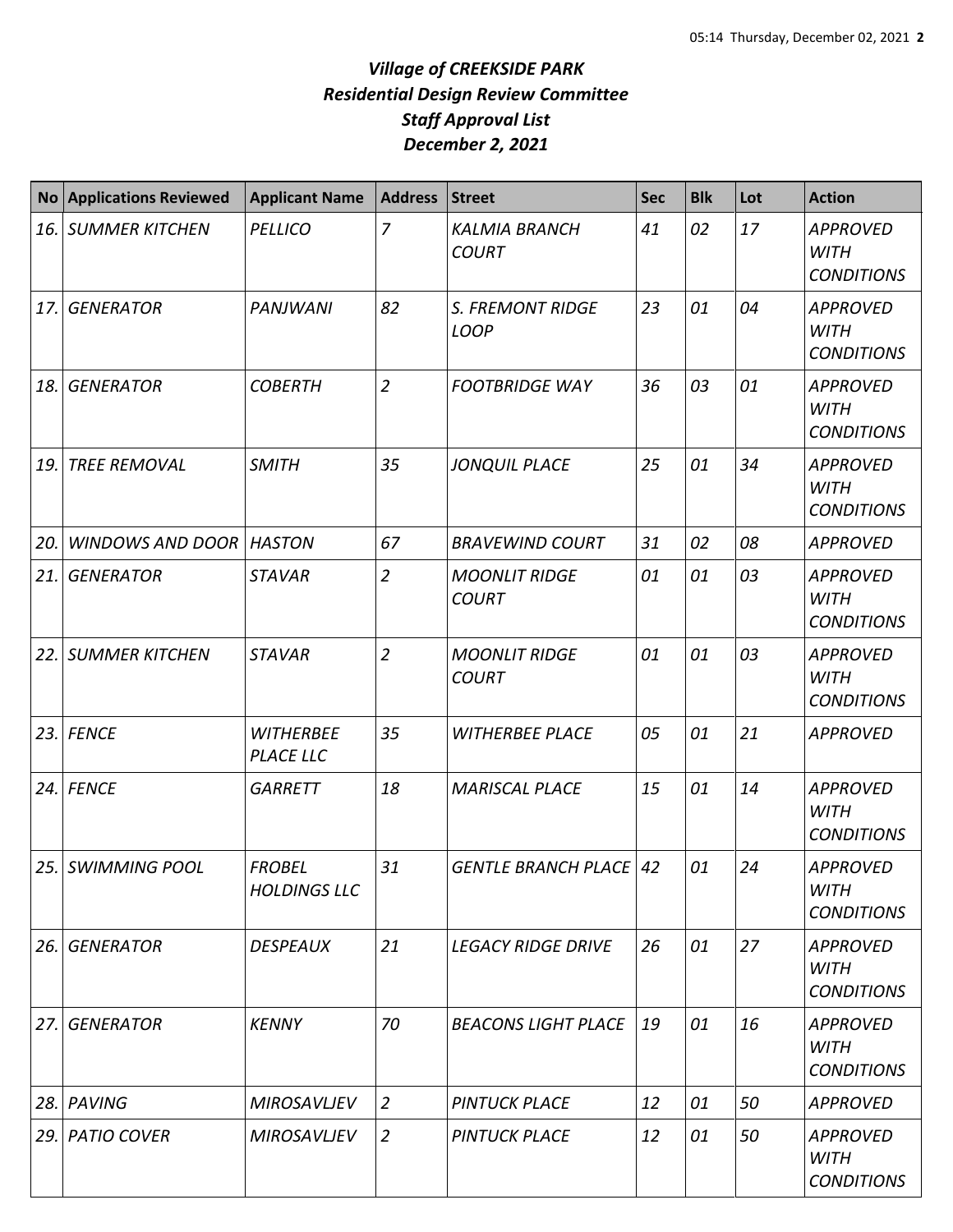# *Village of CREEKSIDE PARK*
## *Residential Design Review Committee*
## *Staff Approval List*
## *December 2, 2021*

| No | Applications Reviewed | Applicant Name | Address | Street | Sec | Blk | Lot | Action |
|---|---|---|---|---|---|---|---|---|
| *16.* | *SUMMER KITCHEN* | *PELLICO* | *7* | *KALMIA BRANCH COURT* | *41* | *02* | *17* | *APPROVED WITH CONDITIONS* |
| *17.* | *GENERATOR* | *PANJWANI* | *82* | *S. FREMONT RIDGE LOOP* | *23* | *01* | *04* | *APPROVED WITH CONDITIONS* |
| *18.* | *GENERATOR* | *COBERTH* | *2* | *FOOTBRIDGE WAY* | *36* | *03* | *01* | *APPROVED WITH CONDITIONS* |
| *19.* | *TREE REMOVAL* | *SMITH* | *35* | *JONQUIL PLACE* | *25* | *01* | *34* | *APPROVED WITH CONDITIONS* |
| *20.* | *WINDOWS AND DOOR* | *HASTON* | *67* | *BRAVEWIND COURT* | *31* | *02* | *08* | *APPROVED* |
| *21.* | *GENERATOR* | *STAVAR* | *2* | *MOONLIT RIDGE COURT* | *01* | *01* | *03* | *APPROVED WITH CONDITIONS* |
| *22.* | *SUMMER KITCHEN* | *STAVAR* | *2* | *MOONLIT RIDGE COURT* | *01* | *01* | *03* | *APPROVED WITH CONDITIONS* |
| *23.* | *FENCE* | *WITHERBEE PLACE LLC* | *35* | *WITHERBEE PLACE* | *05* | *01* | *21* | *APPROVED* |
| *24.* | *FENCE* | *GARRETT* | *18* | *MARISCAL PLACE* | *15* | *01* | *14* | *APPROVED WITH CONDITIONS* |
| *25.* | *SWIMMING POOL* | *FROBEL HOLDINGS LLC* | *31* | *GENTLE BRANCH PLACE* | *42* | *01* | *24* | *APPROVED WITH CONDITIONS* |
| *26.* | *GENERATOR* | *DESPEAUX* | *21* | *LEGACY RIDGE DRIVE* | *26* | *01* | *27* | *APPROVED WITH CONDITIONS* |
| *27.* | *GENERATOR* | *KENNY* | *70* | *BEACONS LIGHT PLACE* | *19* | *01* | *16* | *APPROVED WITH CONDITIONS* |
| *28.* | *PAVING* | *MIROSAVLJEV* | *2* | *PINTUCK PLACE* | *12* | *01* | *50* | *APPROVED* |
| *29.* | *PATIO COVER* | *MIROSAVLJEV* | *2* | *PINTUCK PLACE* | *12* | *01* | *50* | *APPROVED WITH CONDITIONS* |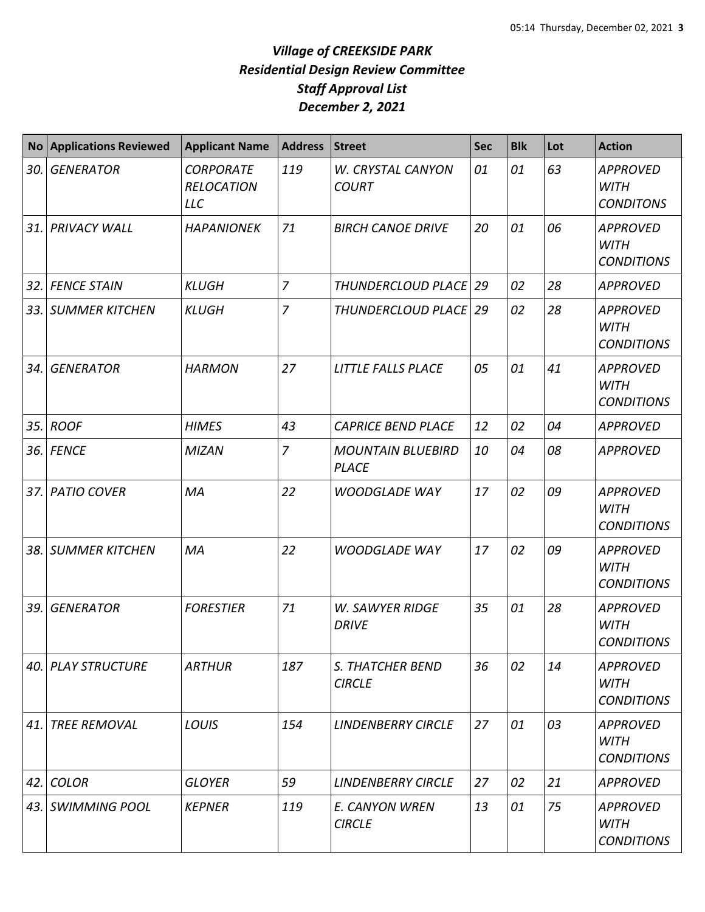# *Village of CREEKSIDE PARK*
## *Residential Design Review Committee*
## *Staff Approval List*
## *December 2, 2021*

| No | Applications Reviewed | Applicant Name | Address | Street | Sec | Blk | Lot | Action |
|---|---|---|---|---|---|---|---|---|
| *30.* | *GENERATOR* | *CORPORATE RELOCATION LLC* | *119* | *W. CRYSTAL CANYON COURT* | *01* | *01* | *63* | *APPROVED WITH CONDITONS* |
| *31.* | *PRIVACY WALL* | *HAPANIONEK* | *71* | *BIRCH CANOE DRIVE* | *20* | *01* | *06* | *APPROVED WITH CONDITIONS* |
| *32.* | *FENCE STAIN* | *KLUGH* | *7* | *THUNDERCLOUD PLACE* | *29* | *02* | *28* | *APPROVED* |
| *33.* | *SUMMER KITCHEN* | *KLUGH* | *7* | *THUNDERCLOUD PLACE* | *29* | *02* | *28* | *APPROVED WITH CONDITIONS* |
| *34.* | *GENERATOR* | *HARMON* | *27* | *LITTLE FALLS PLACE* | *05* | *01* | *41* | *APPROVED WITH CONDITIONS* |
| *35.* | *ROOF* | *HIMES* | *43* | *CAPRICE BEND PLACE* | *12* | *02* | *04* | *APPROVED* |
| *36.* | *FENCE* | *MIZAN* | *7* | *MOUNTAIN BLUEBIRD PLACE* | *10* | *04* | *08* | *APPROVED* |
| *37.* | *PATIO COVER* | *MA* | *22* | *WOODGLADE WAY* | *17* | *02* | *09* | *APPROVED WITH CONDITIONS* |
| *38.* | *SUMMER KITCHEN* | *MA* | *22* | *WOODGLADE WAY* | *17* | *02* | *09* | *APPROVED WITH CONDITIONS* |
| *39.* | *GENERATOR* | *FORESTIER* | *71* | *W. SAWYER RIDGE DRIVE* | *35* | *01* | *28* | *APPROVED WITH CONDITIONS* |
| *40.* | *PLAY STRUCTURE* | *ARTHUR* | *187* | *S. THATCHER BEND CIRCLE* | *36* | *02* | *14* | *APPROVED WITH CONDITIONS* |
| *41.* | *TREE REMOVAL* | *LOUIS* | *154* | *LINDENBERRY CIRCLE* | *27* | *01* | *03* | *APPROVED WITH CONDITIONS* |
| *42.* | *COLOR* | *GLOYER* | *59* | *LINDENBERRY CIRCLE* | *27* | *02* | *21* | *APPROVED* |
| *43.* | *SWIMMING POOL* | *KEPNER* | *119* | *E. CANYON WREN CIRCLE* | *13* | *01* | *75* | *APPROVED WITH CONDITIONS* |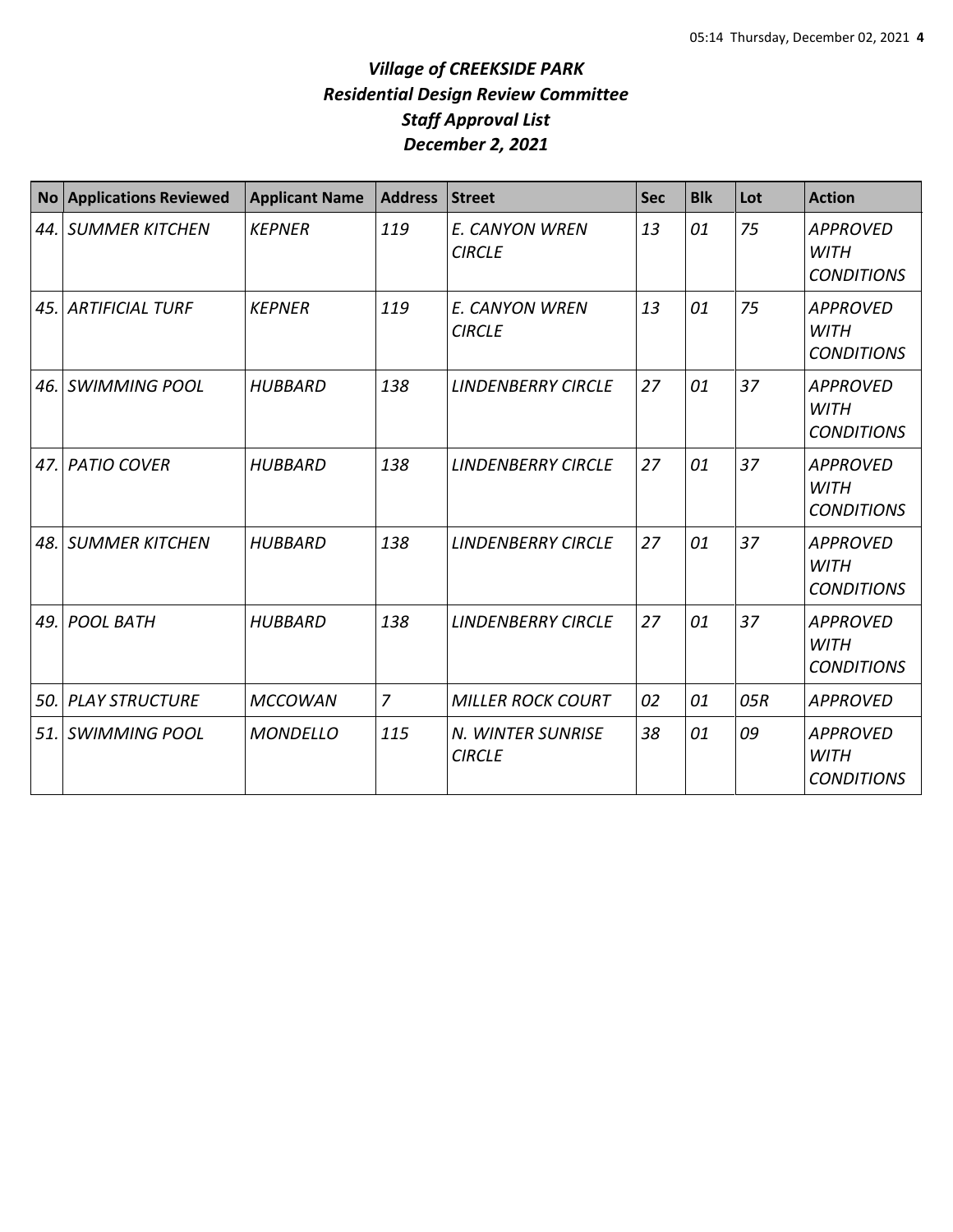# *Village of CREEKSIDE PARK*
## *Residential Design Review Committee*
## *Staff Approval List*
## *December 2, 2021*

| No | Applications Reviewed | Applicant Name | Address | Street | Sec | Blk | Lot | Action |
|---|---|---|---|---|---|---|---|---|
| *44.* | *SUMMER KITCHEN* | *KEPNER* | *119* | *E. CANYON WREN CIRCLE* | *13* | *01* | *75* | *APPROVED WITH CONDITIONS* |
| *45.* | *ARTIFICIAL TURF* | *KEPNER* | *119* | *E. CANYON WREN CIRCLE* | *13* | *01* | *75* | *APPROVED WITH CONDITIONS* |
| *46.* | *SWIMMING POOL* | *HUBBARD* | *138* | *LINDENBERRY CIRCLE* | *27* | *01* | *37* | *APPROVED WITH CONDITIONS* |
| *47.* | *PATIO COVER* | *HUBBARD* | *138* | *LINDENBERRY CIRCLE* | *27* | *01* | *37* | *APPROVED WITH CONDITIONS* |
| *48.* | *SUMMER KITCHEN* | *HUBBARD* | *138* | *LINDENBERRY CIRCLE* | *27* | *01* | *37* | *APPROVED WITH CONDITIONS* |
| *49.* | *POOL BATH* | *HUBBARD* | *138* | *LINDENBERRY CIRCLE* | *27* | *01* | *37* | *APPROVED WITH CONDITIONS* |
| *50.* | *PLAY STRUCTURE* | *MCCOWAN* | *7* | *MILLER ROCK COURT* | *02* | *01* | *05R* | *APPROVED* |
| *51.* | *SWIMMING POOL* | *MONDELLO* | *115* | *N. WINTER SUNRISE CIRCLE* | *38* | *01* | *09* | *APPROVED WITH CONDITIONS* |